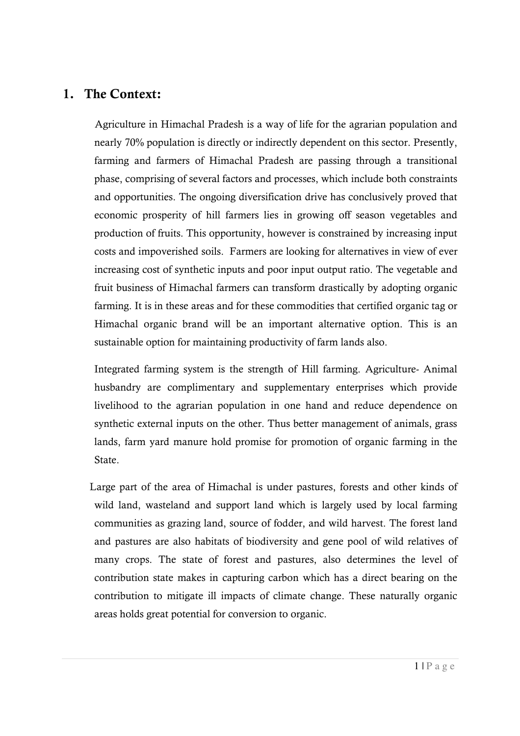## 1. The Context:

Agriculture in Himachal Pradesh is a way of life for the agrarian population and nearly 70% population is directly or indirectly dependent on this sector. Presently, farming and farmers of Himachal Pradesh are passing through a transitional phase, comprising of several factors and processes, which include both constraints and opportunities. The ongoing diversification drive has conclusively proved that economic prosperity of hill farmers lies in growing off season vegetables and production of fruits. This opportunity, however is constrained by increasing input costs and impoverished soils. Farmers are looking for alternatives in view of ever increasing cost of synthetic inputs and poor input output ratio. The vegetable and fruit business of Himachal farmers can transform drastically by adopting organic farming. It is in these areas and for these commodities that certified organic tag or Himachal organic brand will be an important alternative option. This is an sustainable option for maintaining productivity of farm lands also.

Integrated farming system is the strength of Hill farming. Agriculture- Animal husbandry are complimentary and supplementary enterprises which provide livelihood to the agrarian population in one hand and reduce dependence on synthetic external inputs on the other. Thus better management of animals, grass lands, farm yard manure hold promise for promotion of organic farming in the State.

Large part of the area of Himachal is under pastures, forests and other kinds of wild land, wasteland and support land which is largely used by local farming communities as grazing land, source of fodder, and wild harvest. The forest land and pastures are also habitats of biodiversity and gene pool of wild relatives of many crops. The state of forest and pastures, also determines the level of contribution state makes in capturing carbon which has a direct bearing on the contribution to mitigate ill impacts of climate change. These naturally organic areas holds great potential for conversion to organic.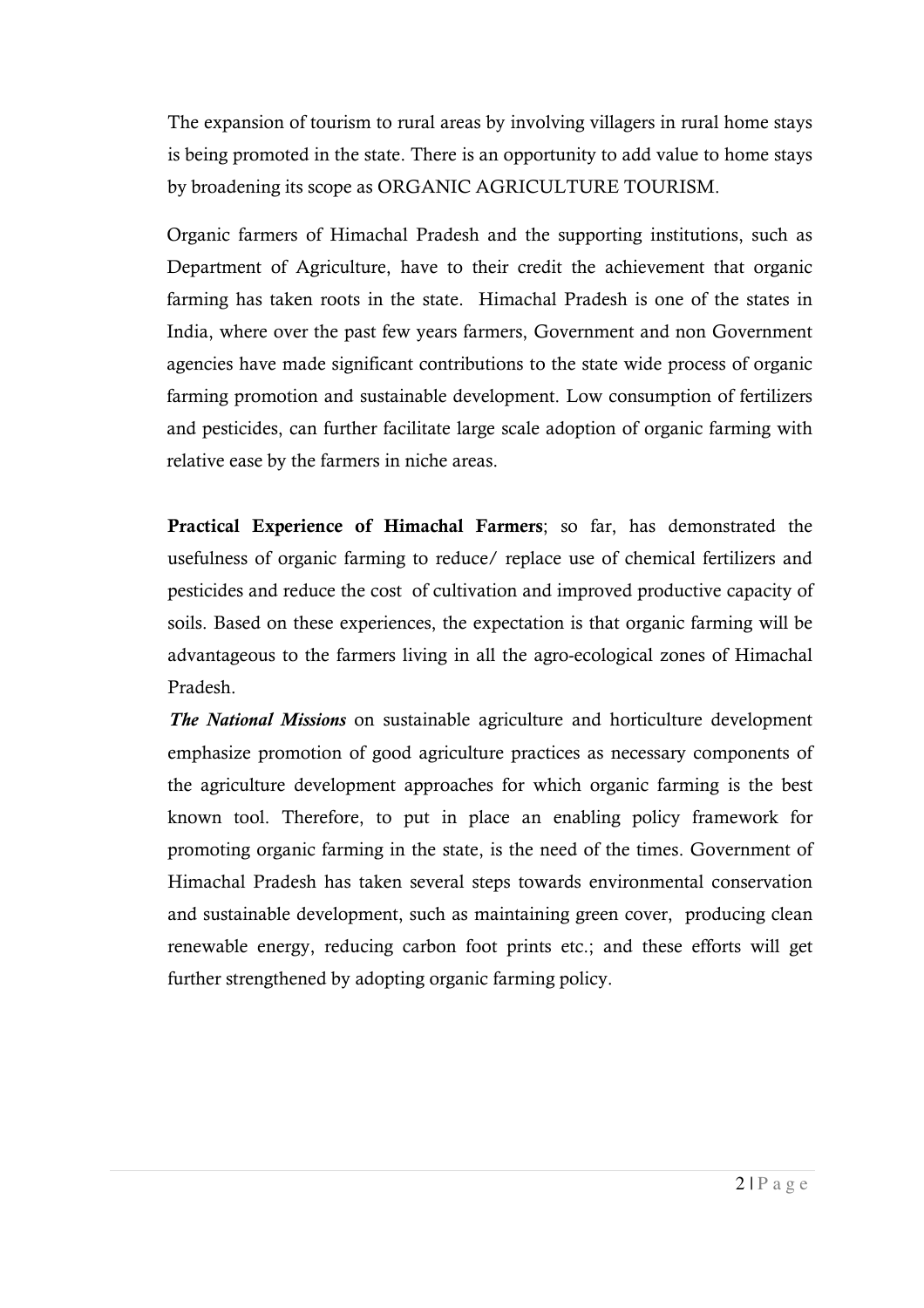The expansion of tourism to rural areas by involving villagers in rural home stays is being promoted in the state. There is an opportunity to add value to home stays by broadening its scope as ORGANIC AGRICULTURE TOURISM.

Organic farmers of Himachal Pradesh and the supporting institutions, such as Department of Agriculture, have to their credit the achievement that organic farming has taken roots in the state. Himachal Pradesh is one of the states in India, where over the past few years farmers, Government and non Government agencies have made significant contributions to the state wide process of organic farming promotion and sustainable development. Low consumption of fertilizers and pesticides, can further facilitate large scale adoption of organic farming with relative ease by the farmers in niche areas.

**Practical Experience of Himachal Farmers**; so far, has demonstrated the usefulness of organic farming to reduce/ replace use of chemical fertilizers and pesticides and reduce the cost of cultivation and improved productive capacity of soils. Based on these experiences, the expectation is that organic farming will be advantageous to the farmers living in all the agro-ecological zones of Himachal Pradesh.

***The National Missions*** on sustainable agriculture and horticulture development emphasize promotion of good agriculture practices as necessary components of the agriculture development approaches for which organic farming is the best known tool. Therefore, to put in place an enabling policy framework for promoting organic farming in the state, is the need of the times. Government of Himachal Pradesh has taken several steps towards environmental conservation and sustainable development, such as maintaining green cover, producing clean renewable energy, reducing carbon foot prints etc.; and these efforts will get further strengthened by adopting organic farming policy.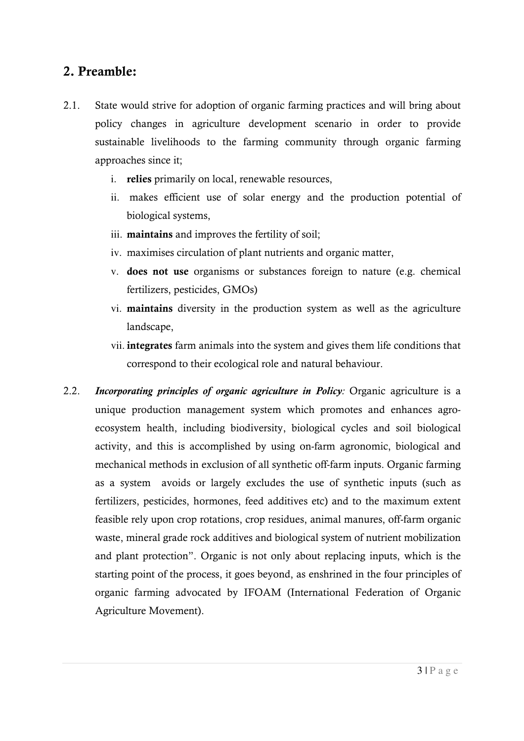## 2. Preamble:

2.1. State would strive for adoption of organic farming practices and will bring about policy changes in agriculture development scenario in order to provide sustainable livelihoods to the farming community through organic farming approaches since it;

   i. **relies** primarily on local, renewable resources,
   ii. makes efficient use of solar energy and the production potential of biological systems,
   iii. **maintains** and improves the fertility of soil;
   iv. maximises circulation of plant nutrients and organic matter,
   v. **does not use** organisms or substances foreign to nature (e.g. chemical fertilizers, pesticides, GMOs)
   vi. **maintains** diversity in the production system as well as the agriculture landscape,
   vii. **integrates** farm animals into the system and gives them life conditions that correspond to their ecological role and natural behaviour.

2.2. ***Incorporating principles of organic agriculture in Policy:*** Organic agriculture is a unique production management system which promotes and enhances agro-ecosystem health, including biodiversity, biological cycles and soil biological activity, and this is accomplished by using on-farm agronomic, biological and mechanical methods in exclusion of all synthetic off-farm inputs. Organic farming as a system avoids or largely excludes the use of synthetic inputs (such as fertilizers, pesticides, hormones, feed additives etc) and to the maximum extent feasible rely upon crop rotations, crop residues, animal manures, off-farm organic waste, mineral grade rock additives and biological system of nutrient mobilization and plant protection". Organic is not only about replacing inputs, which is the starting point of the process, it goes beyond, as enshrined in the four principles of organic farming advocated by IFOAM (International Federation of Organic Agriculture Movement).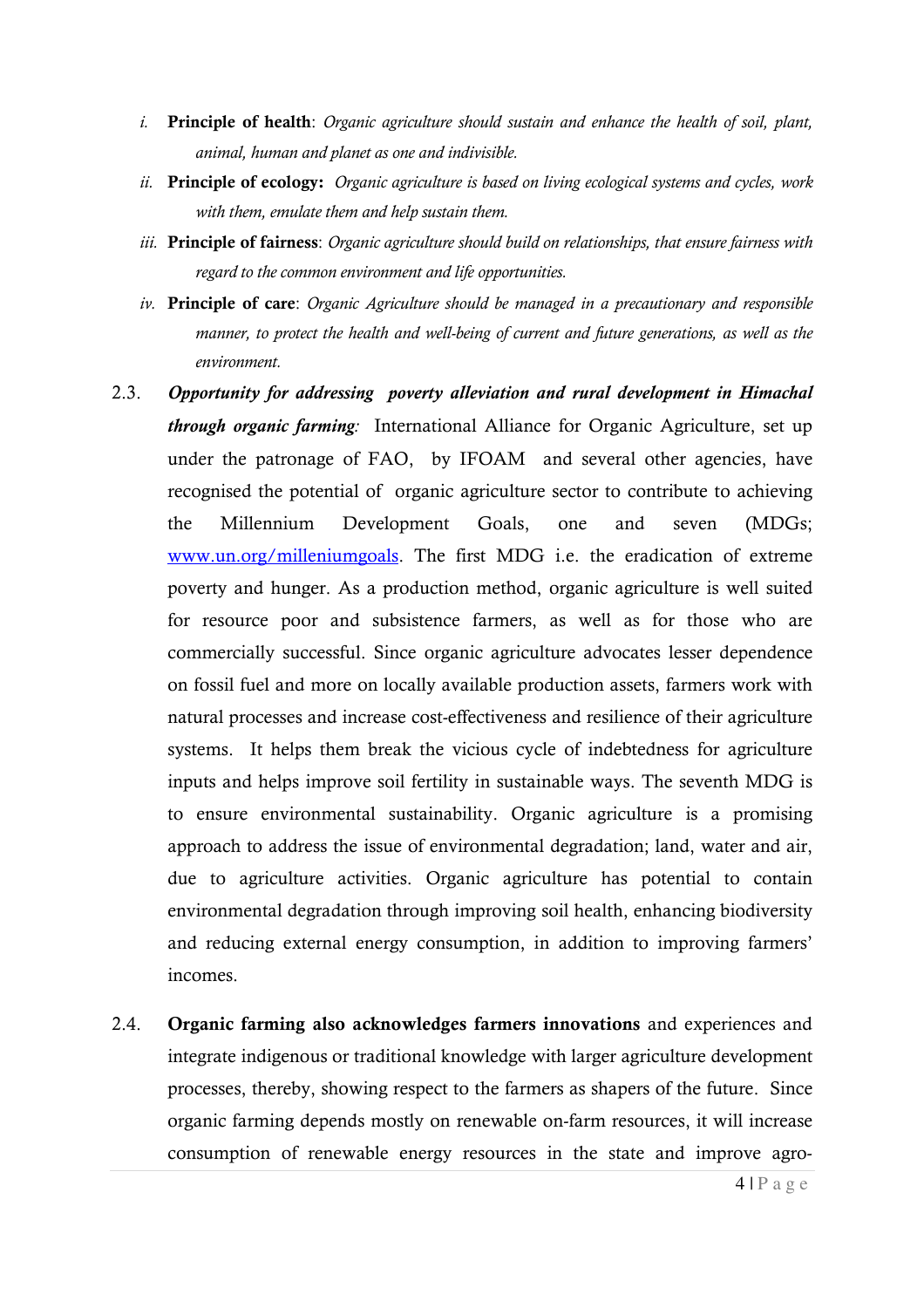i. **Principle of health**: *Organic agriculture should sustain and enhance the health of soil, plant, animal, human and planet as one and indivisible.*

ii. **Principle of ecology:** *Organic agriculture is based on living ecological systems and cycles, work with them, emulate them and help sustain them.*

iii. **Principle of fairness**: *Organic agriculture should build on relationships, that ensure fairness with regard to the common environment and life opportunities.*

iv. **Principle of care**: *Organic Agriculture should be managed in a precautionary and responsible manner, to protect the health and well-being of current and future generations, as well as the environment.*

2.3. ***Opportunity for addressing poverty alleviation and rural development in Himachal through organic farming:*** International Alliance for Organic Agriculture, set up under the patronage of FAO, by IFOAM and several other agencies, have recognised the potential of organic agriculture sector to contribute to achieving the Millennium Development Goals, one and seven (MDGs; www.un.org/milleniumgoals). The first MDG i.e. the eradication of extreme poverty and hunger. As a production method, organic agriculture is well suited for resource poor and subsistence farmers, as well as for those who are commercially successful. Since organic agriculture advocates lesser dependence on fossil fuel and more on locally available production assets, farmers work with natural processes and increase cost-effectiveness and resilience of their agriculture systems. It helps them break the vicious cycle of indebtedness for agriculture inputs and helps improve soil fertility in sustainable ways. The seventh MDG is to ensure environmental sustainability. Organic agriculture is a promising approach to address the issue of environmental degradation; land, water and air, due to agriculture activities. Organic agriculture has potential to contain environmental degradation through improving soil health, enhancing biodiversity and reducing external energy consumption, in addition to improving farmers' incomes.

2.4. **Organic farming also acknowledges farmers innovations** and experiences and integrate indigenous or traditional knowledge with larger agriculture development processes, thereby, showing respect to the farmers as shapers of the future. Since organic farming depends mostly on renewable on-farm resources, it will increase consumption of renewable energy resources in the state and improve agro-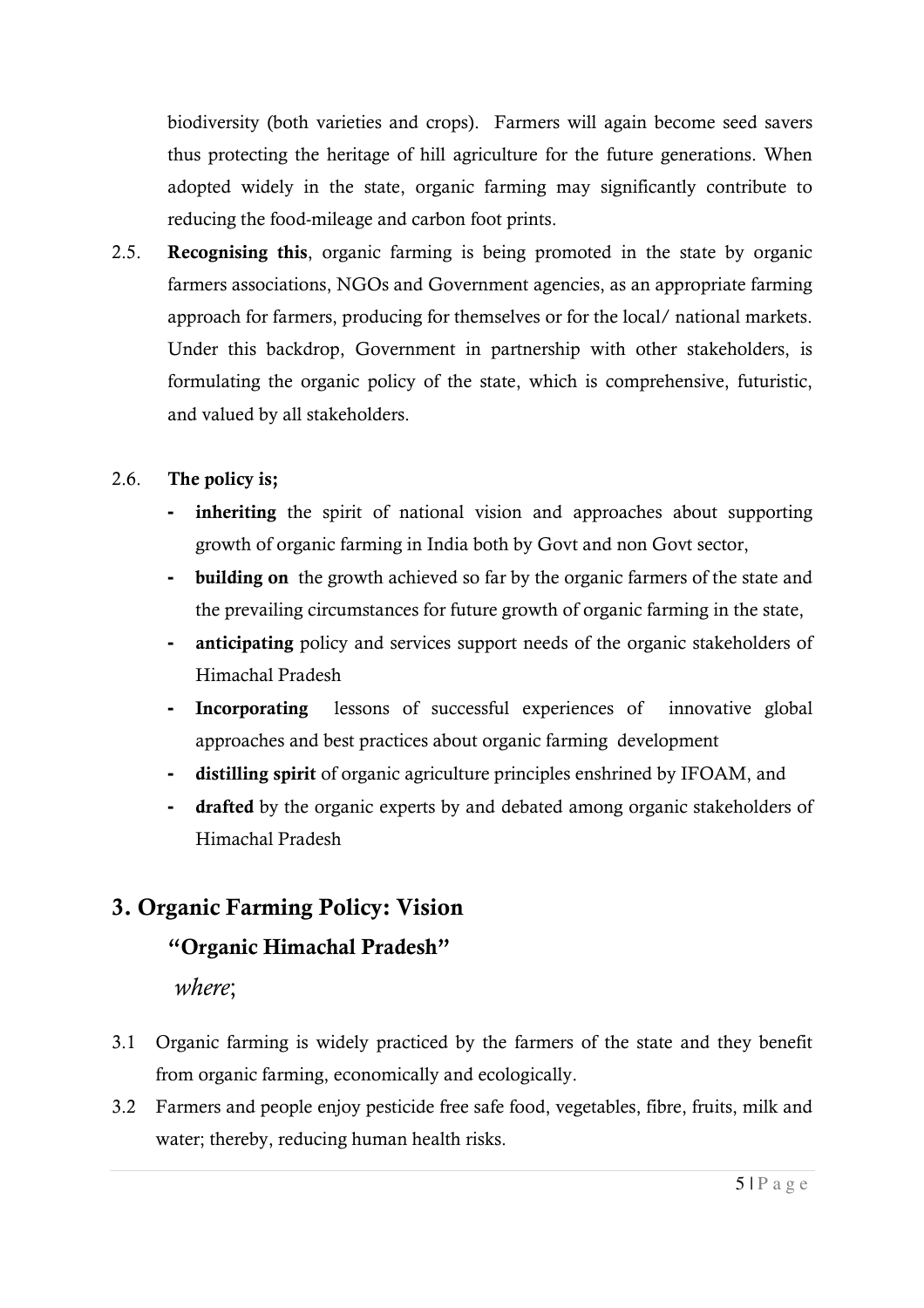biodiversity (both varieties and crops). Farmers will again become seed savers thus protecting the heritage of hill agriculture for the future generations. When adopted widely in the state, organic farming may significantly contribute to reducing the food-mileage and carbon foot prints.

2.5. **Recognising this**, organic farming is being promoted in the state by organic farmers associations, NGOs and Government agencies, as an appropriate farming approach for farmers, producing for themselves or for the local/ national markets. Under this backdrop, Government in partnership with other stakeholders, is formulating the organic policy of the state, which is comprehensive, futuristic, and valued by all stakeholders.

2.6. **The policy is;**

- **inheriting** the spirit of national vision and approaches about supporting growth of organic farming in India both by Govt and non Govt sector,
- **building on** the growth achieved so far by the organic farmers of the state and the prevailing circumstances for future growth of organic farming in the state,
- **anticipating** policy and services support needs of the organic stakeholders of Himachal Pradesh
- **Incorporating** lessons of successful experiences of innovative global approaches and best practices about organic farming development
- **distilling spirit** of organic agriculture principles enshrined by IFOAM, and
- **drafted** by the organic experts by and debated among organic stakeholders of Himachal Pradesh

# 3. Organic Farming Policy: Vision

## "Organic Himachal Pradesh"

*where*;

3.1 Organic farming is widely practiced by the farmers of the state and they benefit from organic farming, economically and ecologically.

3.2 Farmers and people enjoy pesticide free safe food, vegetables, fibre, fruits, milk and water; thereby, reducing human health risks.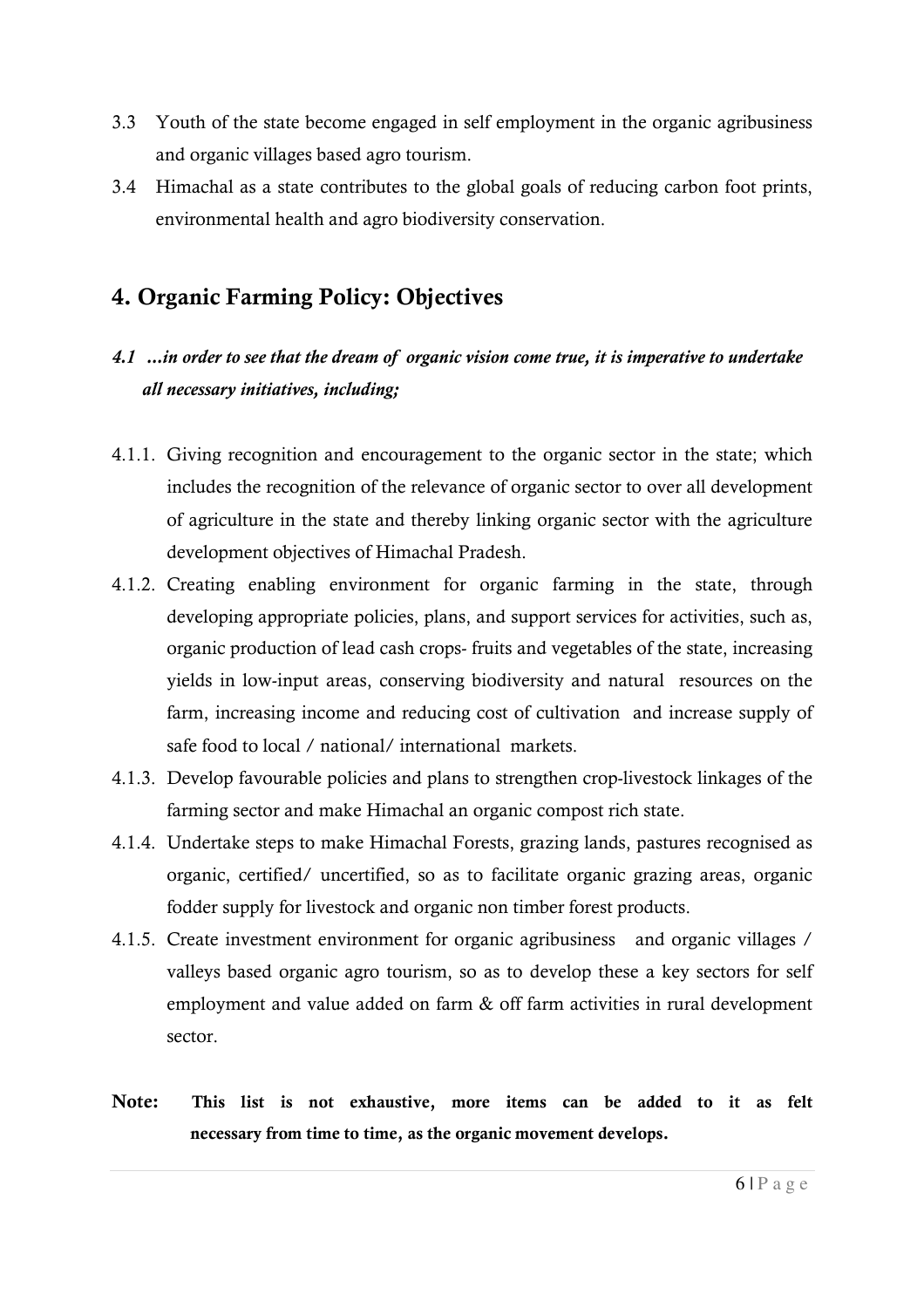3.3 Youth of the state become engaged in self employment in the organic agribusiness and organic villages based agro tourism.

3.4 Himachal as a state contributes to the global goals of reducing carbon foot prints, environmental health and agro biodiversity conservation.

## 4. Organic Farming Policy: Objectives

### *4.1 …in order to see that the dream of organic vision come true, it is imperative to undertake all necessary initiatives, including;*

4.1.1. Giving recognition and encouragement to the organic sector in the state; which includes the recognition of the relevance of organic sector to over all development of agriculture in the state and thereby linking organic sector with the agriculture development objectives of Himachal Pradesh.

4.1.2. Creating enabling environment for organic farming in the state, through developing appropriate policies, plans, and support services for activities, such as, organic production of lead cash crops- fruits and vegetables of the state, increasing yields in low-input areas, conserving biodiversity and natural resources on the farm, increasing income and reducing cost of cultivation and increase supply of safe food to local / national/ international markets.

4.1.3. Develop favourable policies and plans to strengthen crop-livestock linkages of the farming sector and make Himachal an organic compost rich state.

4.1.4. Undertake steps to make Himachal Forests, grazing lands, pastures recognised as organic, certified/ uncertified, so as to facilitate organic grazing areas, organic fodder supply for livestock and organic non timber forest products.

4.1.5. Create investment environment for organic agribusiness and organic villages / valleys based organic agro tourism, so as to develop these a key sectors for self employment and value added on farm & off farm activities in rural development sector.

**Note: This list is not exhaustive, more items can be added to it as felt necessary from time to time, as the organic movement develops.**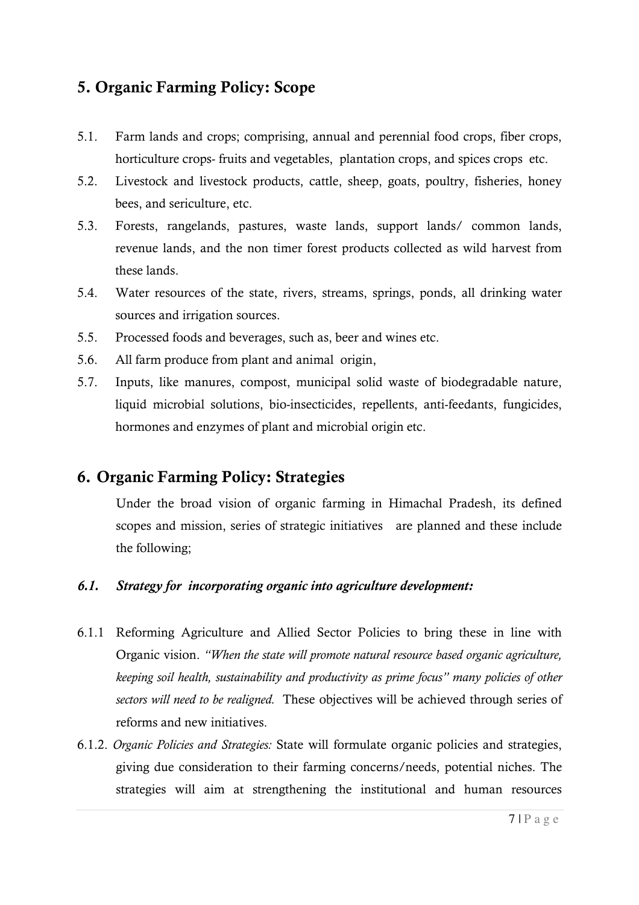## 5. Organic Farming Policy: Scope

5.1. Farm lands and crops; comprising, annual and perennial food crops, fiber crops, horticulture crops- fruits and vegetables, plantation crops, and spices crops etc.

5.2. Livestock and livestock products, cattle, sheep, goats, poultry, fisheries, honey bees, and sericulture, etc.

5.3. Forests, rangelands, pastures, waste lands, support lands/ common lands, revenue lands, and the non timer forest products collected as wild harvest from these lands.

5.4. Water resources of the state, rivers, streams, springs, ponds, all drinking water sources and irrigation sources.

5.5. Processed foods and beverages, such as, beer and wines etc.

5.6. All farm produce from plant and animal origin,

5.7. Inputs, like manures, compost, municipal solid waste of biodegradable nature, liquid microbial solutions, bio-insecticides, repellents, anti-feedants, fungicides, hormones and enzymes of plant and microbial origin etc.

## 6. Organic Farming Policy: Strategies

Under the broad vision of organic farming in Himachal Pradesh, its defined scopes and mission, series of strategic initiatives are planned and these include the following;

### *6.1. Strategy for incorporating organic into agriculture development:*

6.1.1 Reforming Agriculture and Allied Sector Policies to bring these in line with Organic vision. *"When the state will promote natural resource based organic agriculture, keeping soil health, sustainability and productivity as prime focus" many policies of other sectors will need to be realigned.* These objectives will be achieved through series of reforms and new initiatives.

6.1.2. *Organic Policies and Strategies:* State will formulate organic policies and strategies, giving due consideration to their farming concerns/needs, potential niches. The strategies will aim at strengthening the institutional and human resources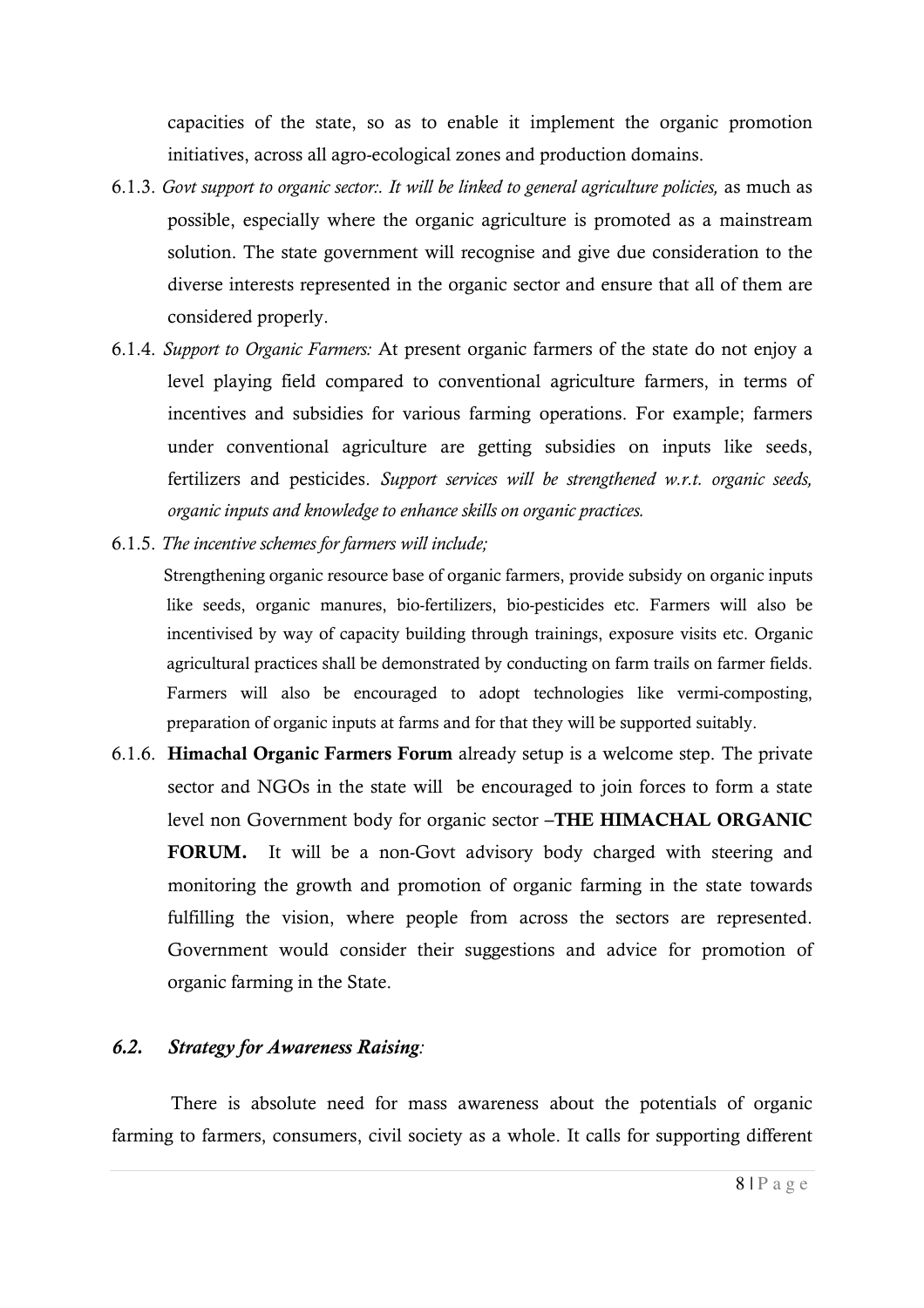capacities of the state, so as to enable it implement the organic promotion initiatives, across all agro-ecological zones and production domains.

6.1.3. *Govt support to organic sector:. It will be linked to general agriculture policies,* as much as possible, especially where the organic agriculture is promoted as a mainstream solution. The state government will recognise and give due consideration to the diverse interests represented in the organic sector and ensure that all of them are considered properly.

6.1.4. *Support to Organic Farmers:* At present organic farmers of the state do not enjoy a level playing field compared to conventional agriculture farmers, in terms of incentives and subsidies for various farming operations. For example; farmers under conventional agriculture are getting subsidies on inputs like seeds, fertilizers and pesticides. *Support services will be strengthened w.r.t. organic seeds, organic inputs and knowledge to enhance skills on organic practices.*

6.1.5. *The incentive schemes for farmers will include;*

Strengthening organic resource base of organic farmers, provide subsidy on organic inputs like seeds, organic manures, bio-fertilizers, bio-pesticides etc. Farmers will also be incentivised by way of capacity building through trainings, exposure visits etc. Organic agricultural practices shall be demonstrated by conducting on farm trails on farmer fields. Farmers will also be encouraged to adopt technologies like vermi-composting, preparation of organic inputs at farms and for that they will be supported suitably.

6.1.6. **Himachal Organic Farmers Forum** already setup is a welcome step. The private sector and NGOs in the state will be encouraged to join forces to form a state level non Government body for organic sector –**THE HIMACHAL ORGANIC FORUM.** It will be a non-Govt advisory body charged with steering and monitoring the growth and promotion of organic farming in the state towards fulfilling the vision, where people from across the sectors are represented. Government would consider their suggestions and advice for promotion of organic farming in the State.

### *6.2. Strategy for Awareness Raising:*

There is absolute need for mass awareness about the potentials of organic farming to farmers, consumers, civil society as a whole. It calls for supporting different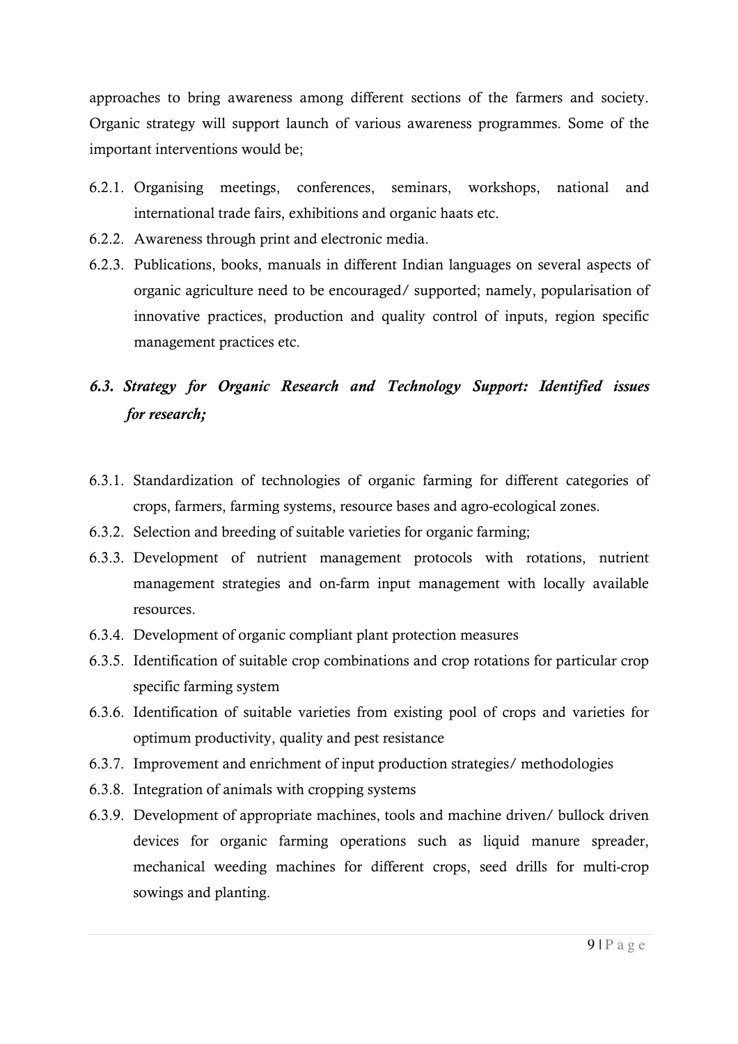approaches to bring awareness among different sections of the farmers and society. Organic strategy will support launch of various awareness programmes. Some of the important interventions would be;

6.2.1. Organising meetings, conferences, seminars, workshops, national and international trade fairs, exhibitions and organic haats etc.

6.2.2. Awareness through print and electronic media.

6.2.3. Publications, books, manuals in different Indian languages on several aspects of organic agriculture need to be encouraged/ supported; namely, popularisation of innovative practices, production and quality control of inputs, region specific management practices etc.

### *6.3. Strategy for Organic Research and Technology Support: Identified issues for research;*

6.3.1. Standardization of technologies of organic farming for different categories of crops, farmers, farming systems, resource bases and agro-ecological zones.

6.3.2. Selection and breeding of suitable varieties for organic farming;

6.3.3. Development of nutrient management protocols with rotations, nutrient management strategies and on-farm input management with locally available resources.

6.3.4. Development of organic compliant plant protection measures

6.3.5. Identification of suitable crop combinations and crop rotations for particular crop specific farming system

6.3.6. Identification of suitable varieties from existing pool of crops and varieties for optimum productivity, quality and pest resistance

6.3.7. Improvement and enrichment of input production strategies/ methodologies

6.3.8. Integration of animals with cropping systems

6.3.9. Development of appropriate machines, tools and machine driven/ bullock driven devices for organic farming operations such as liquid manure spreader, mechanical weeding machines for different crops, seed drills for multi-crop sowings and planting.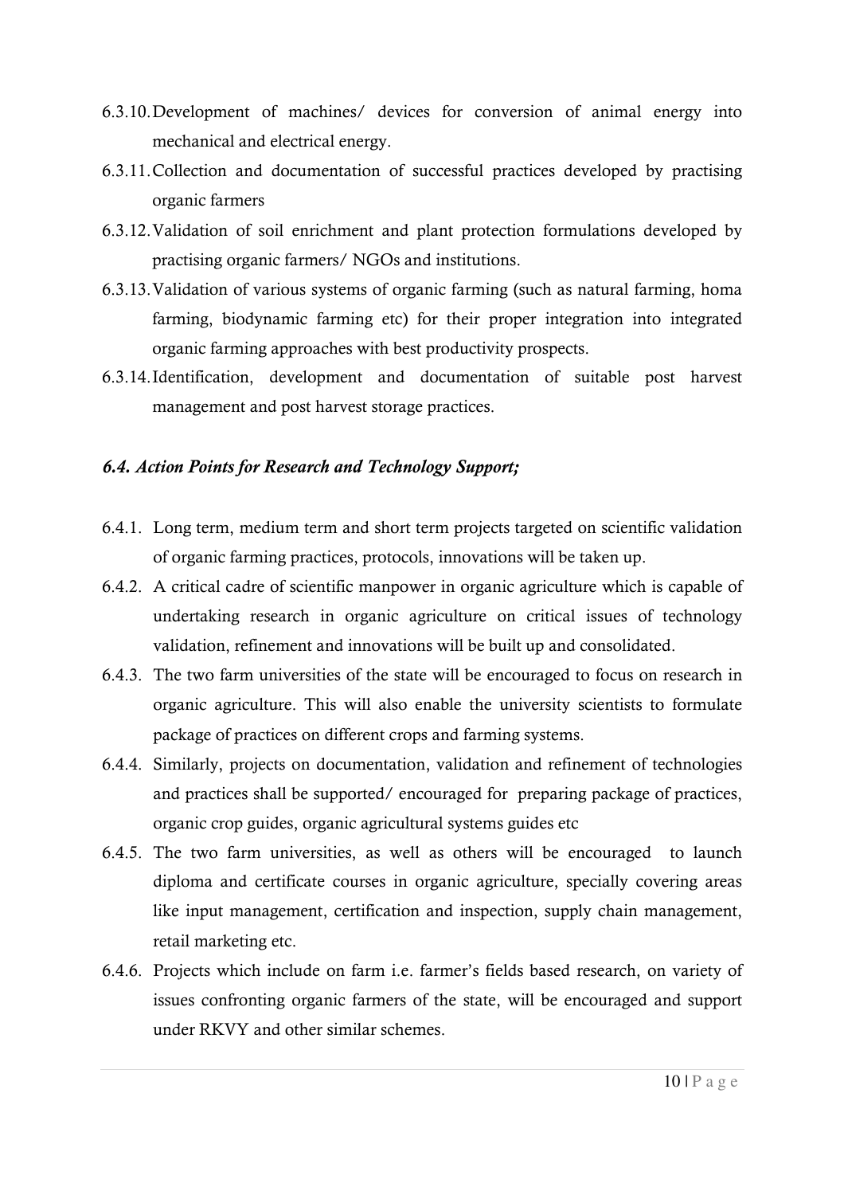6.3.10. Development of machines/ devices for conversion of animal energy into mechanical and electrical energy.

6.3.11. Collection and documentation of successful practices developed by practising organic farmers

6.3.12. Validation of soil enrichment and plant protection formulations developed by practising organic farmers/ NGOs and institutions.

6.3.13. Validation of various systems of organic farming (such as natural farming, homa farming, biodynamic farming etc) for their proper integration into integrated organic farming approaches with best productivity prospects.

6.3.14. Identification, development and documentation of suitable post harvest management and post harvest storage practices.

### *6.4. Action Points for Research and Technology Support;*

6.4.1. Long term, medium term and short term projects targeted on scientific validation of organic farming practices, protocols, innovations will be taken up.

6.4.2. A critical cadre of scientific manpower in organic agriculture which is capable of undertaking research in organic agriculture on critical issues of technology validation, refinement and innovations will be built up and consolidated.

6.4.3. The two farm universities of the state will be encouraged to focus on research in organic agriculture. This will also enable the university scientists to formulate package of practices on different crops and farming systems.

6.4.4. Similarly, projects on documentation, validation and refinement of technologies and practices shall be supported/ encouraged for preparing package of practices, organic crop guides, organic agricultural systems guides etc

6.4.5. The two farm universities, as well as others will be encouraged to launch diploma and certificate courses in organic agriculture, specially covering areas like input management, certification and inspection, supply chain management, retail marketing etc.

6.4.6. Projects which include on farm i.e. farmer's fields based research, on variety of issues confronting organic farmers of the state, will be encouraged and support under RKVY and other similar schemes.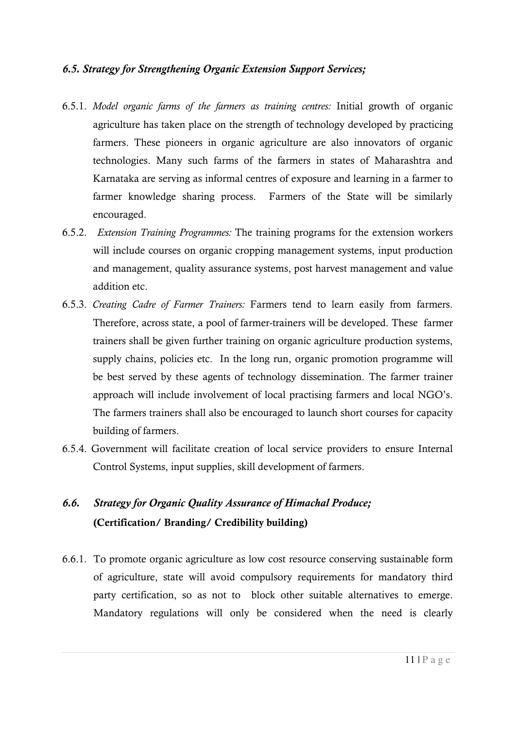### *6.5. Strategy for Strengthening Organic Extension Support Services;*

6.5.1. *Model organic farms of the farmers as training centres:* Initial growth of organic agriculture has taken place on the strength of technology developed by practicing farmers. These pioneers in organic agriculture are also innovators of organic technologies. Many such farms of the farmers in states of Maharashtra and Karnataka are serving as informal centres of exposure and learning in a farmer to farmer knowledge sharing process. Farmers of the State will be similarly encouraged.

6.5.2. *Extension Training Programmes:* The training programs for the extension workers will include courses on organic cropping management systems, input production and management, quality assurance systems, post harvest management and value addition etc.

6.5.3. *Creating Cadre of Farmer Trainers:* Farmers tend to learn easily from farmers. Therefore, across state, a pool of farmer-trainers will be developed. These farmer trainers shall be given further training on organic agriculture production systems, supply chains, policies etc. In the long run, organic promotion programme will be best served by these agents of technology dissemination. The farmer trainer approach will include involvement of local practising farmers and local NGO's. The farmers trainers shall also be encouraged to launch short courses for capacity building of farmers.

6.5.4. Government will facilitate creation of local service providers to ensure Internal Control Systems, input supplies, skill development of farmers.

### *6.6. Strategy for Organic Quality Assurance of Himachal Produce;*
**(Certification/ Branding/ Credibility building)**

6.6.1. To promote organic agriculture as low cost resource conserving sustainable form of agriculture, state will avoid compulsory requirements for mandatory third party certification, so as not to block other suitable alternatives to emerge. Mandatory regulations will only be considered when the need is clearly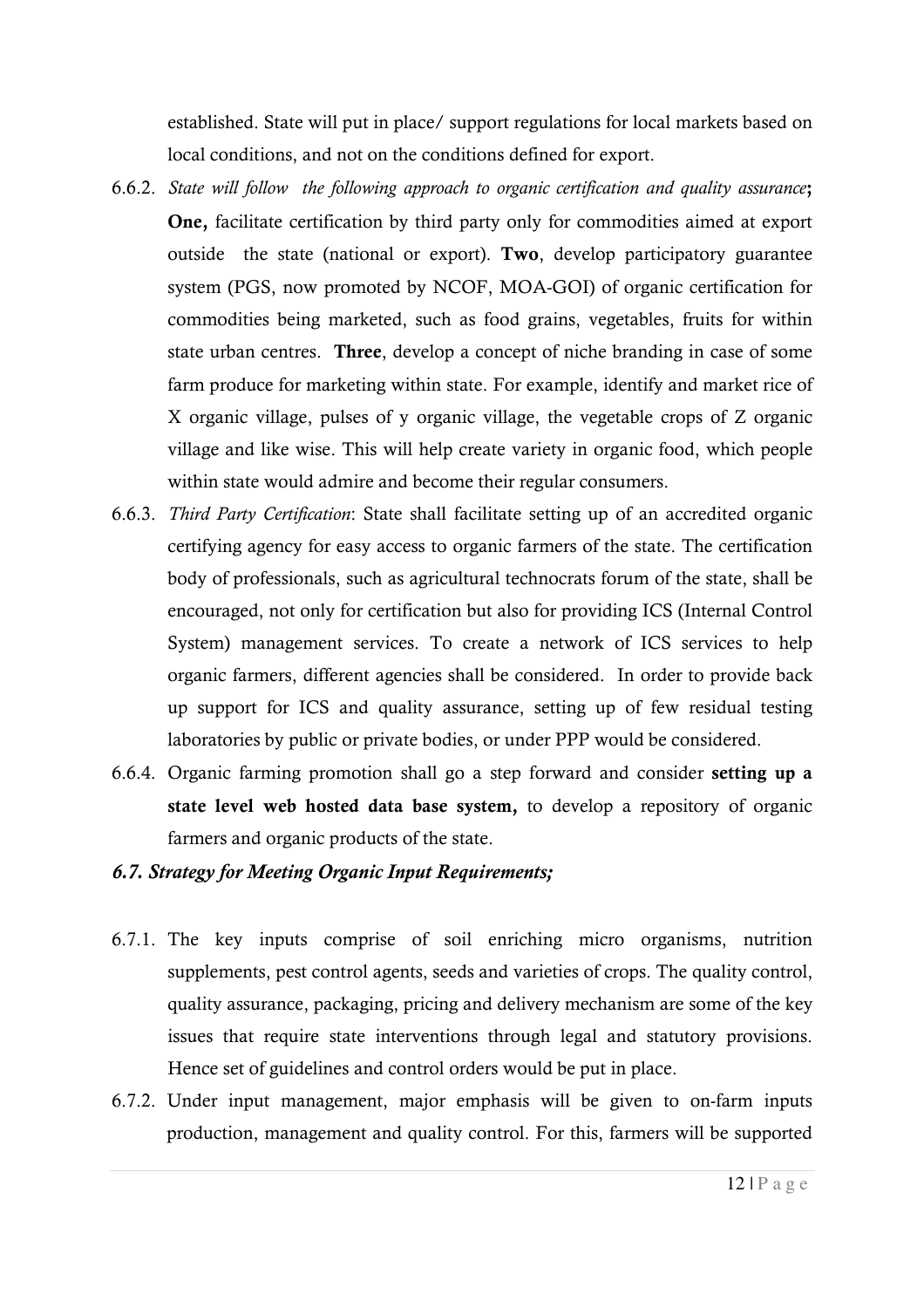established. State will put in place/ support regulations for local markets based on local conditions, and not on the conditions defined for export.

6.6.2. *State will follow the following approach to organic certification and quality assurance*; **One,** facilitate certification by third party only for commodities aimed at export outside the state (national or export). **Two**, develop participatory guarantee system (PGS, now promoted by NCOF, MOA-GOI) of organic certification for commodities being marketed, such as food grains, vegetables, fruits for within state urban centres. **Three**, develop a concept of niche branding in case of some farm produce for marketing within state. For example, identify and market rice of X organic village, pulses of y organic village, the vegetable crops of Z organic village and like wise. This will help create variety in organic food, which people within state would admire and become their regular consumers.

6.6.3. *Third Party Certification*: State shall facilitate setting up of an accredited organic certifying agency for easy access to organic farmers of the state. The certification body of professionals, such as agricultural technocrats forum of the state, shall be encouraged, not only for certification but also for providing ICS (Internal Control System) management services. To create a network of ICS services to help organic farmers, different agencies shall be considered. In order to provide back up support for ICS and quality assurance, setting up of few residual testing laboratories by public or private bodies, or under PPP would be considered.

6.6.4. Organic farming promotion shall go a step forward and consider **setting up a state level web hosted data base system,** to develop a repository of organic farmers and organic products of the state.

### *6.7. Strategy for Meeting Organic Input Requirements;*

6.7.1. The key inputs comprise of soil enriching micro organisms, nutrition supplements, pest control agents, seeds and varieties of crops. The quality control, quality assurance, packaging, pricing and delivery mechanism are some of the key issues that require state interventions through legal and statutory provisions. Hence set of guidelines and control orders would be put in place.

6.7.2. Under input management, major emphasis will be given to on-farm inputs production, management and quality control. For this, farmers will be supported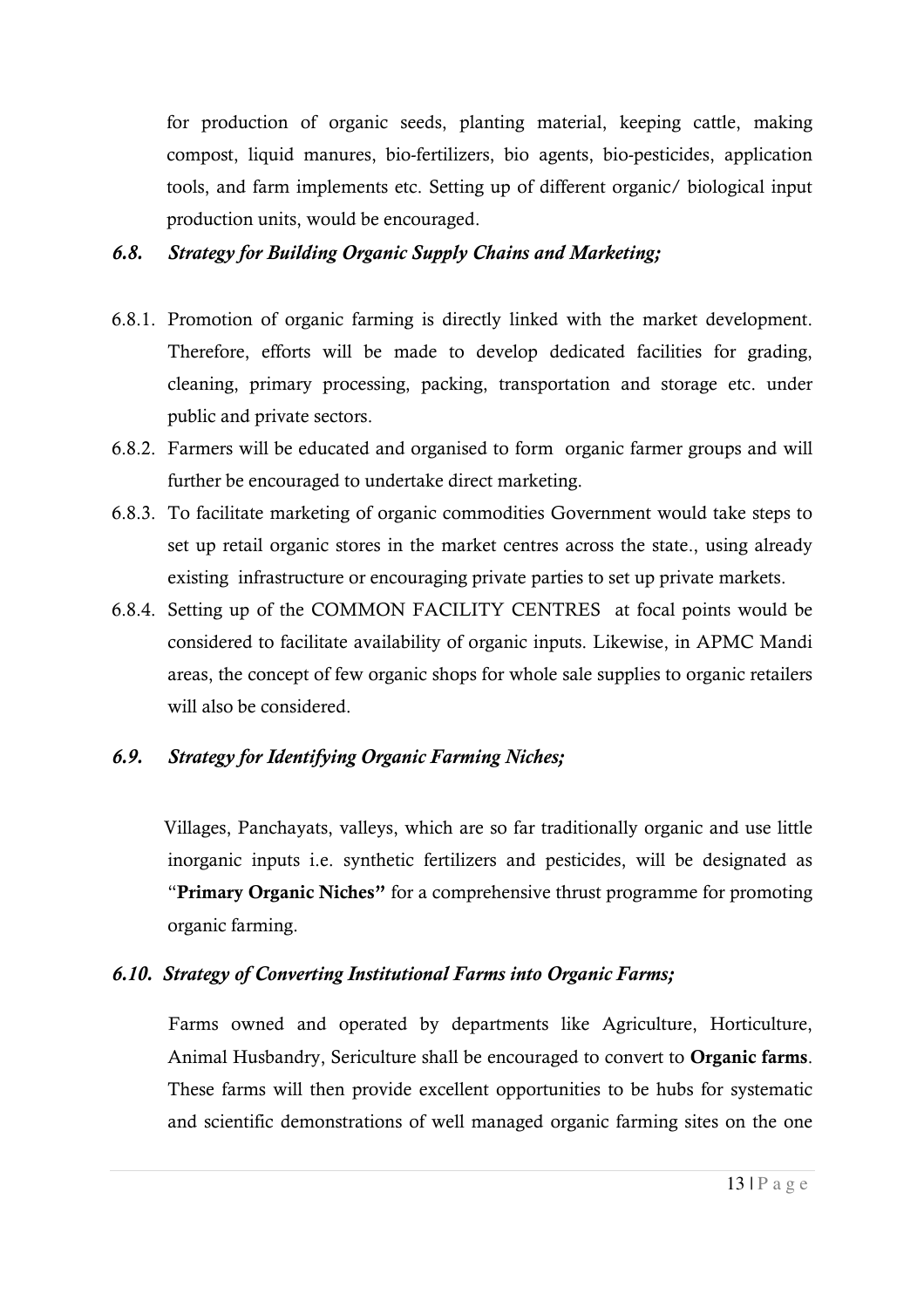for production of organic seeds, planting material, keeping cattle, making compost, liquid manures, bio-fertilizers, bio agents, bio-pesticides, application tools, and farm implements etc. Setting up of different organic/ biological input production units, would be encouraged.

### *6.8. Strategy for Building Organic Supply Chains and Marketing;*

6.8.1. Promotion of organic farming is directly linked with the market development. Therefore, efforts will be made to develop dedicated facilities for grading, cleaning, primary processing, packing, transportation and storage etc. under public and private sectors.

6.8.2. Farmers will be educated and organised to form organic farmer groups and will further be encouraged to undertake direct marketing.

6.8.3. To facilitate marketing of organic commodities Government would take steps to set up retail organic stores in the market centres across the state., using already existing infrastructure or encouraging private parties to set up private markets.

6.8.4. Setting up of the COMMON FACILITY CENTRES at focal points would be considered to facilitate availability of organic inputs. Likewise, in APMC Mandi areas, the concept of few organic shops for whole sale supplies to organic retailers will also be considered.

### *6.9. Strategy for Identifying Organic Farming Niches;*

Villages, Panchayats, valleys, which are so far traditionally organic and use little inorganic inputs i.e. synthetic fertilizers and pesticides, will be designated as "**Primary Organic Niches"** for a comprehensive thrust programme for promoting organic farming.

### *6.10. Strategy of Converting Institutional Farms into Organic Farms;*

Farms owned and operated by departments like Agriculture, Horticulture, Animal Husbandry, Sericulture shall be encouraged to convert to **Organic farms**. These farms will then provide excellent opportunities to be hubs for systematic and scientific demonstrations of well managed organic farming sites on the one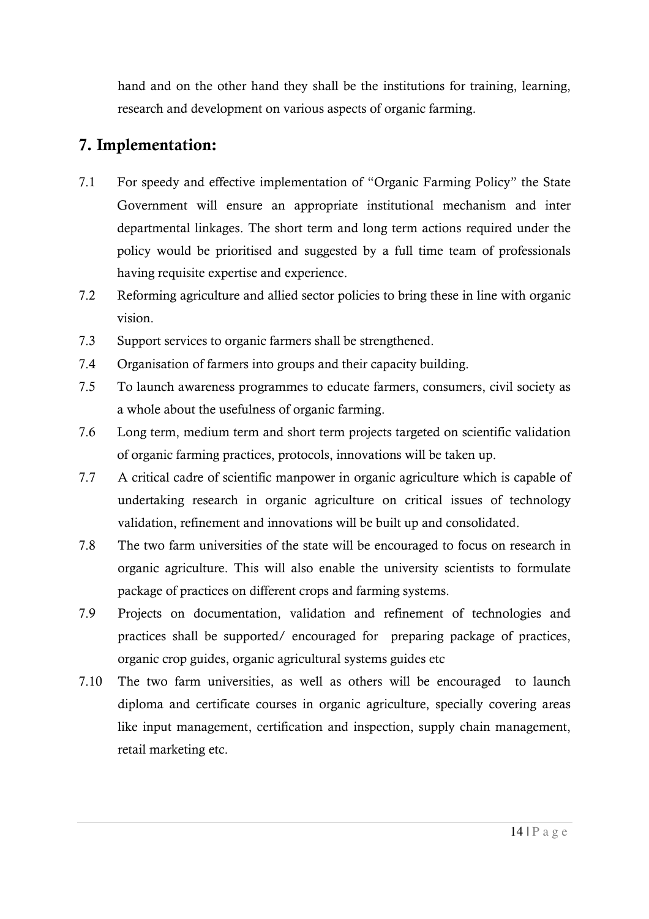hand and on the other hand they shall be the institutions for training, learning, research and development on various aspects of organic farming.

## 7. Implementation:

7.1 For speedy and effective implementation of "Organic Farming Policy" the State Government will ensure an appropriate institutional mechanism and inter departmental linkages. The short term and long term actions required under the policy would be prioritised and suggested by a full time team of professionals having requisite expertise and experience.

7.2 Reforming agriculture and allied sector policies to bring these in line with organic vision.

7.3 Support services to organic farmers shall be strengthened.

7.4 Organisation of farmers into groups and their capacity building.

7.5 To launch awareness programmes to educate farmers, consumers, civil society as a whole about the usefulness of organic farming.

7.6 Long term, medium term and short term projects targeted on scientific validation of organic farming practices, protocols, innovations will be taken up.

7.7 A critical cadre of scientific manpower in organic agriculture which is capable of undertaking research in organic agriculture on critical issues of technology validation, refinement and innovations will be built up and consolidated.

7.8 The two farm universities of the state will be encouraged to focus on research in organic agriculture. This will also enable the university scientists to formulate package of practices on different crops and farming systems.

7.9 Projects on documentation, validation and refinement of technologies and practices shall be supported/ encouraged for preparing package of practices, organic crop guides, organic agricultural systems guides etc

7.10 The two farm universities, as well as others will be encouraged to launch diploma and certificate courses in organic agriculture, specially covering areas like input management, certification and inspection, supply chain management, retail marketing etc.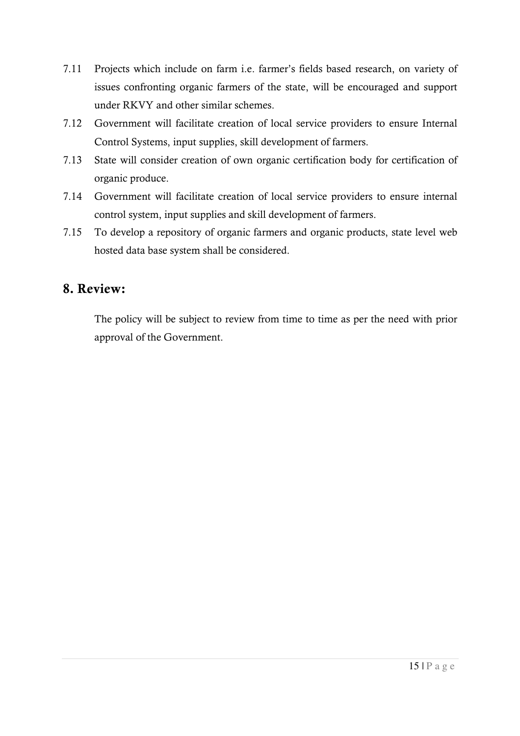7.11 Projects which include on farm i.e. farmer's fields based research, on variety of issues confronting organic farmers of the state, will be encouraged and support under RKVY and other similar schemes.

7.12 Government will facilitate creation of local service providers to ensure Internal Control Systems, input supplies, skill development of farmers.

7.13 State will consider creation of own organic certification body for certification of organic produce.

7.14 Government will facilitate creation of local service providers to ensure internal control system, input supplies and skill development of farmers.

7.15 To develop a repository of organic farmers and organic products, state level web hosted data base system shall be considered.

## 8. Review:

The policy will be subject to review from time to time as per the need with prior approval of the Government.